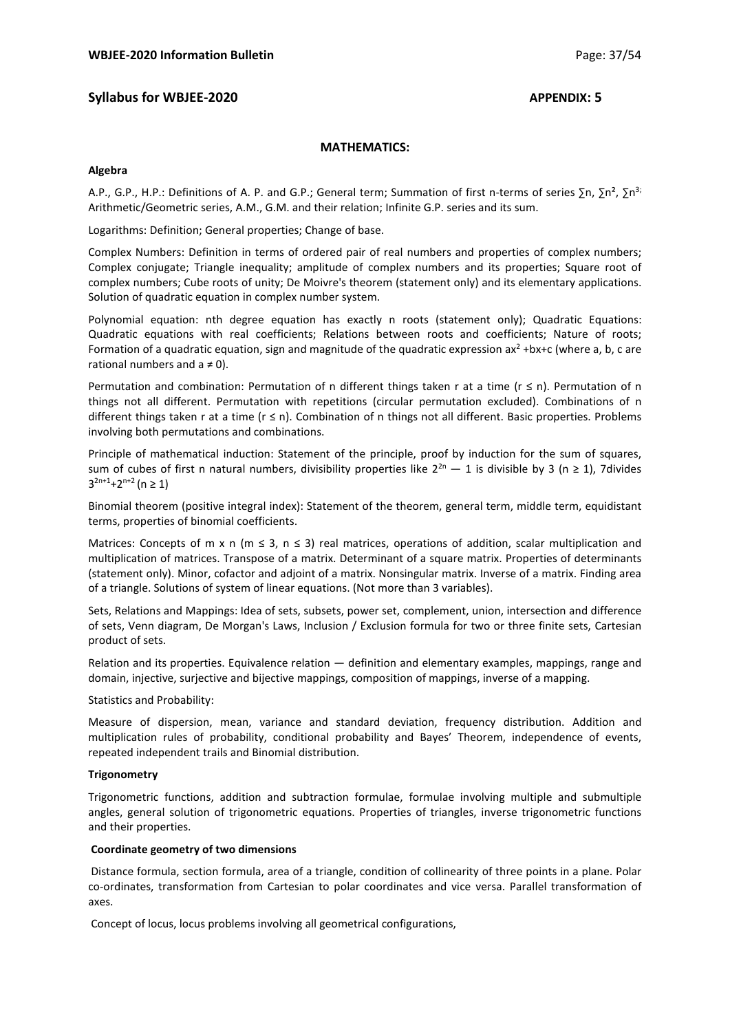## Syllabus for WBJEE-2020 APPENDIX: 5

### MATHEMATICS:

**Algebra**

A.P., G.P., H.P.: Definitions of A. P. and G.P.; General term; Summation of first n-terms of series $\sum n$, $\sum n^2$, $\sum n^3$; Arithmetic/Geometric series, A.M., G.M. and their relation; Infinite G.P. series and its sum.

Logarithms: Definition; General properties; Change of base.

Complex Numbers: Definition in terms of ordered pair of real numbers and properties of complex numbers; Complex conjugate; Triangle inequality; amplitude of complex numbers and its properties; Square root of complex numbers; Cube roots of unity; De Moivre's theorem (statement only) and its elementary applications. Solution of quadratic equation in complex number system.

Polynomial equation: nth degree equation has exactly n roots (statement only); Quadratic Equations: Quadratic equations with real coefficients; Relations between roots and coefficients; Nature of roots; Formation of a quadratic equation, sign and magnitude of the quadratic expression $ax^2 + bx + c$ (where a, b, c are rational numbers and $a \neq 0$).

Permutation and combination: Permutation of n different things taken r at a time ($r \leq n$). Permutation of n things not all different. Permutation with repetitions (circular permutation excluded). Combinations of n different things taken r at a time ($r \leq n$). Combination of n things not all different. Basic properties. Problems involving both permutations and combinations.

Principle of mathematical induction: Statement of the principle, proof by induction for the sum of squares, sum of cubes of first n natural numbers, divisibility properties like $2^{2n} - 1$ is divisible by 3 ($n \geq 1$), 7divides $3^{2n+1}+2^{n+2}$ ($n \geq 1$)

Binomial theorem (positive integral index): Statement of the theorem, general term, middle term, equidistant terms, properties of binomial coefficients.

Matrices: Concepts of m x n ($m \leq 3$, $n \leq 3$) real matrices, operations of addition, scalar multiplication and multiplication of matrices. Transpose of a matrix. Determinant of a square matrix. Properties of determinants (statement only). Minor, cofactor and adjoint of a matrix. Nonsingular matrix. Inverse of a matrix. Finding area of a triangle. Solutions of system of linear equations. (Not more than 3 variables).

Sets, Relations and Mappings: Idea of sets, subsets, power set, complement, union, intersection and difference of sets, Venn diagram, De Morgan's Laws, Inclusion / Exclusion formula for two or three finite sets, Cartesian product of sets.

Relation and its properties. Equivalence relation — definition and elementary examples, mappings, range and domain, injective, surjective and bijective mappings, composition of mappings, inverse of a mapping.

Statistics and Probability:

Measure of dispersion, mean, variance and standard deviation, frequency distribution. Addition and multiplication rules of probability, conditional probability and Bayes' Theorem, independence of events, repeated independent trails and Binomial distribution.

**Trigonometry**

Trigonometric functions, addition and subtraction formulae, formulae involving multiple and submultiple angles, general solution of trigonometric equations. Properties of triangles, inverse trigonometric functions and their properties.

**Coordinate geometry of two dimensions**

Distance formula, section formula, area of a triangle, condition of collinearity of three points in a plane. Polar co-ordinates, transformation from Cartesian to polar coordinates and vice versa. Parallel transformation of axes.

Concept of locus, locus problems involving all geometrical configurations,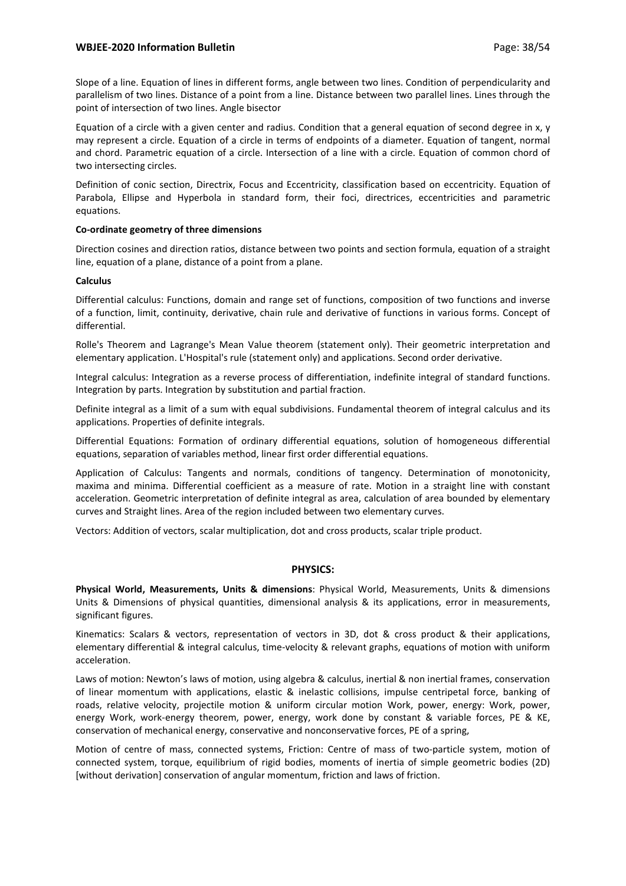Slope of a line. Equation of lines in different forms, angle between two lines. Condition of perpendicularity and parallelism of two lines. Distance of a point from a line. Distance between two parallel lines. Lines through the point of intersection of two lines. Angle bisector

Equation of a circle with a given center and radius. Condition that a general equation of second degree in x, y may represent a circle. Equation of a circle in terms of endpoints of a diameter. Equation of tangent, normal and chord. Parametric equation of a circle. Intersection of a line with a circle. Equation of common chord of two intersecting circles.

Definition of conic section, Directrix, Focus and Eccentricity, classification based on eccentricity. Equation of Parabola, Ellipse and Hyperbola in standard form, their foci, directrices, eccentricities and parametric equations.

**Co-ordinate geometry of three dimensions**

Direction cosines and direction ratios, distance between two points and section formula, equation of a straight line, equation of a plane, distance of a point from a plane.

**Calculus**

Differential calculus: Functions, domain and range set of functions, composition of two functions and inverse of a function, limit, continuity, derivative, chain rule and derivative of functions in various forms. Concept of differential.

Rolle's Theorem and Lagrange's Mean Value theorem (statement only). Their geometric interpretation and elementary application. L'Hospital's rule (statement only) and applications. Second order derivative.

Integral calculus: Integration as a reverse process of differentiation, indefinite integral of standard functions. Integration by parts. Integration by substitution and partial fraction.

Definite integral as a limit of a sum with equal subdivisions. Fundamental theorem of integral calculus and its applications. Properties of definite integrals.

Differential Equations: Formation of ordinary differential equations, solution of homogeneous differential equations, separation of variables method, linear first order differential equations.

Application of Calculus: Tangents and normals, conditions of tangency. Determination of monotonicity, maxima and minima. Differential coefficient as a measure of rate. Motion in a straight line with constant acceleration. Geometric interpretation of definite integral as area, calculation of area bounded by elementary curves and Straight lines. Area of the region included between two elementary curves.

Vectors: Addition of vectors, scalar multiplication, dot and cross products, scalar triple product.

## PHYSICS:

**Physical World, Measurements, Units & dimensions**: Physical World, Measurements, Units & dimensions Units & Dimensions of physical quantities, dimensional analysis & its applications, error in measurements, significant figures.

Kinematics: Scalars & vectors, representation of vectors in 3D, dot & cross product & their applications, elementary differential & integral calculus, time-velocity & relevant graphs, equations of motion with uniform acceleration.

Laws of motion: Newton's laws of motion, using algebra & calculus, inertial & non inertial frames, conservation of linear momentum with applications, elastic & inelastic collisions, impulse centripetal force, banking of roads, relative velocity, projectile motion & uniform circular motion Work, power, energy: Work, power, energy Work, work-energy theorem, power, energy, work done by constant & variable forces, PE & KE, conservation of mechanical energy, conservative and nonconservative forces, PE of a spring,

Motion of centre of mass, connected systems, Friction: Centre of mass of two-particle system, motion of connected system, torque, equilibrium of rigid bodies, moments of inertia of simple geometric bodies (2D) [without derivation] conservation of angular momentum, friction and laws of friction.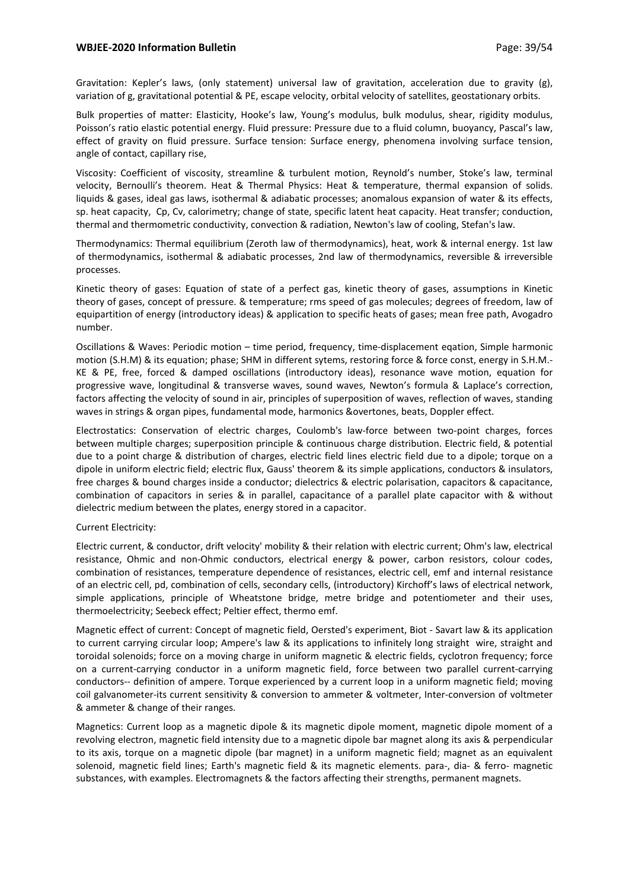Gravitation: Kepler's laws, (only statement) universal law of gravitation, acceleration due to gravity (g), variation of g, gravitational potential & PE, escape velocity, orbital velocity of satellites, geostationary orbits.

Bulk properties of matter: Elasticity, Hooke's law, Young's modulus, bulk modulus, shear, rigidity modulus, Poisson's ratio elastic potential energy. Fluid pressure: Pressure due to a fluid column, buoyancy, Pascal's law, effect of gravity on fluid pressure. Surface tension: Surface energy, phenomena involving surface tension, angle of contact, capillary rise,

Viscosity: Coefficient of viscosity, streamline & turbulent motion, Reynold's number, Stoke's law, terminal velocity, Bernoulli's theorem. Heat & Thermal Physics: Heat & temperature, thermal expansion of solids. liquids & gases, ideal gas laws, isothermal & adiabatic processes; anomalous expansion of water & its effects, sp. heat capacity, Cp, Cv, calorimetry; change of state, specific latent heat capacity. Heat transfer; conduction, thermal and thermometric conductivity, convection & radiation, Newton's law of cooling, Stefan's law.

Thermodynamics: Thermal equilibrium (Zeroth law of thermodynamics), heat, work & internal energy. 1st law of thermodynamics, isothermal & adiabatic processes, 2nd law of thermodynamics, reversible & irreversible processes.

Kinetic theory of gases: Equation of state of a perfect gas, kinetic theory of gases, assumptions in Kinetic theory of gases, concept of pressure. & temperature; rms speed of gas molecules; degrees of freedom, law of equipartition of energy (introductory ideas) & application to specific heats of gases; mean free path, Avogadro number.

Oscillations & Waves: Periodic motion – time period, frequency, time-displacement eqation, Simple harmonic motion (S.H.M) & its equation; phase; SHM in different sytems, restoring force & force const, energy in S.H.M.- KE & PE, free, forced & damped oscillations (introductory ideas), resonance wave motion, equation for progressive wave, longitudinal & transverse waves, sound waves, Newton's formula & Laplace's correction, factors affecting the velocity of sound in air, principles of superposition of waves, reflection of waves, standing waves in strings & organ pipes, fundamental mode, harmonics &overtones, beats, Doppler effect.

Electrostatics: Conservation of electric charges, Coulomb's law-force between two-point charges, forces between multiple charges; superposition principle & continuous charge distribution. Electric field, & potential due to a point charge & distribution of charges, electric field lines electric field due to a dipole; torque on a dipole in uniform electric field; electric flux, Gauss' theorem & its simple applications, conductors & insulators, free charges & bound charges inside a conductor; dielectrics & electric polarisation, capacitors & capacitance, combination of capacitors in series & in parallel, capacitance of a parallel plate capacitor with & without dielectric medium between the plates, energy stored in a capacitor.

Current Electricity:

Electric current, & conductor, drift velocity' mobility & their relation with electric current; Ohm's law, electrical resistance, Ohmic and non-Ohmic conductors, electrical energy & power, carbon resistors, colour codes, combination of resistances, temperature dependence of resistances, electric cell, emf and internal resistance of an electric cell, pd, combination of cells, secondary cells, (introductory) Kirchoff's laws of electrical network, simple applications, principle of Wheatstone bridge, metre bridge and potentiometer and their uses, thermoelectricity; Seebeck effect; Peltier effect, thermo emf.

Magnetic effect of current: Concept of magnetic field, Oersted's experiment, Biot - Savart law & its application to current carrying circular loop; Ampere's law & its applications to infinitely long straight wire, straight and toroidal solenoids; force on a moving charge in uniform magnetic & electric fields, cyclotron frequency; force on a current-carrying conductor in a uniform magnetic field, force between two parallel current-carrying conductors-- definition of ampere. Torque experienced by a current loop in a uniform magnetic field; moving coil galvanometer-its current sensitivity & conversion to ammeter & voltmeter, Inter-conversion of voltmeter & ammeter & change of their ranges.

Magnetics: Current loop as a magnetic dipole & its magnetic dipole moment, magnetic dipole moment of a revolving electron, magnetic field intensity due to a magnetic dipole bar magnet along its axis & perpendicular to its axis, torque on a magnetic dipole (bar magnet) in a uniform magnetic field; magnet as an equivalent solenoid, magnetic field lines; Earth's magnetic field & its magnetic elements. para-, dia- & ferro- magnetic substances, with examples. Electromagnets & the factors affecting their strengths, permanent magnets.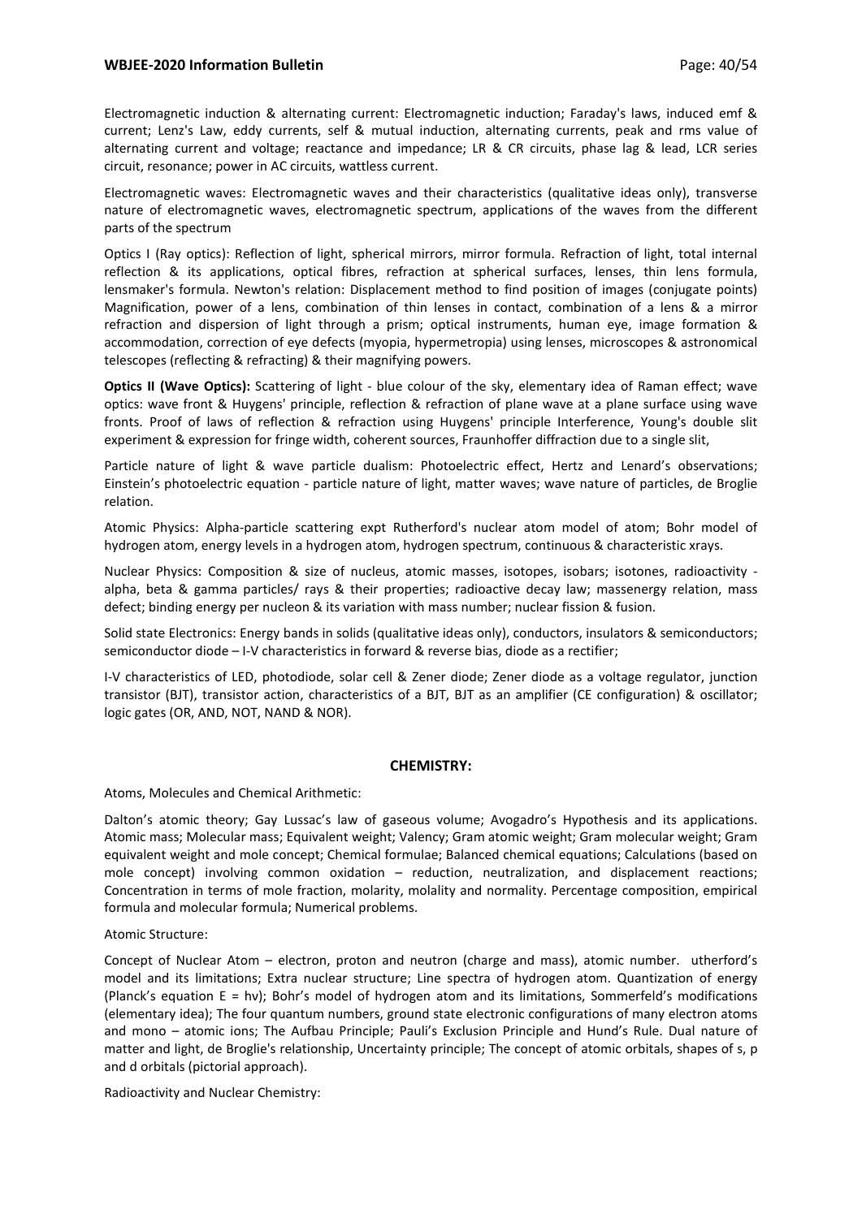Electromagnetic induction & alternating current: Electromagnetic induction; Faraday's laws, induced emf & current; Lenz's Law, eddy currents, self & mutual induction, alternating currents, peak and rms value of alternating current and voltage; reactance and impedance; LR & CR circuits, phase lag & lead, LCR series circuit, resonance; power in AC circuits, wattless current.

Electromagnetic waves: Electromagnetic waves and their characteristics (qualitative ideas only), transverse nature of electromagnetic waves, electromagnetic spectrum, applications of the waves from the different parts of the spectrum

Optics I (Ray optics): Reflection of light, spherical mirrors, mirror formula. Refraction of light, total internal reflection & its applications, optical fibres, refraction at spherical surfaces, lenses, thin lens formula, lensmaker's formula. Newton's relation: Displacement method to find position of images (conjugate points) Magnification, power of a lens, combination of thin lenses in contact, combination of a lens & a mirror refraction and dispersion of light through a prism; optical instruments, human eye, image formation & accommodation, correction of eye defects (myopia, hypermetropia) using lenses, microscopes & astronomical telescopes (reflecting & refracting) & their magnifying powers.

**Optics II (Wave Optics):** Scattering of light - blue colour of the sky, elementary idea of Raman effect; wave optics: wave front & Huygens' principle, reflection & refraction of plane wave at a plane surface using wave fronts. Proof of laws of reflection & refraction using Huygens' principle Interference, Young's double slit experiment & expression for fringe width, coherent sources, Fraunhoffer diffraction due to a single slit,

Particle nature of light & wave particle dualism: Photoelectric effect, Hertz and Lenard's observations; Einstein's photoelectric equation - particle nature of light, matter waves; wave nature of particles, de Broglie relation.

Atomic Physics: Alpha-particle scattering expt Rutherford's nuclear atom model of atom; Bohr model of hydrogen atom, energy levels in a hydrogen atom, hydrogen spectrum, continuous & characteristic xrays.

Nuclear Physics: Composition & size of nucleus, atomic masses, isotopes, isobars; isotones, radioactivity - alpha, beta & gamma particles/ rays & their properties; radioactive decay law; massenergy relation, mass defect; binding energy per nucleon & its variation with mass number; nuclear fission & fusion.

Solid state Electronics: Energy bands in solids (qualitative ideas only), conductors, insulators & semiconductors; semiconductor diode – I-V characteristics in forward & reverse bias, diode as a rectifier;

I-V characteristics of LED, photodiode, solar cell & Zener diode; Zener diode as a voltage regulator, junction transistor (BJT), transistor action, characteristics of a BJT, BJT as an amplifier (CE configuration) & oscillator; logic gates (OR, AND, NOT, NAND & NOR).

## CHEMISTRY:

Atoms, Molecules and Chemical Arithmetic:

Dalton's atomic theory; Gay Lussac's law of gaseous volume; Avogadro's Hypothesis and its applications. Atomic mass; Molecular mass; Equivalent weight; Valency; Gram atomic weight; Gram molecular weight; Gram equivalent weight and mole concept; Chemical formulae; Balanced chemical equations; Calculations (based on mole concept) involving common oxidation – reduction, neutralization, and displacement reactions; Concentration in terms of mole fraction, molarity, molality and normality. Percentage composition, empirical formula and molecular formula; Numerical problems.

Atomic Structure:

Concept of Nuclear Atom – electron, proton and neutron (charge and mass), atomic number. utherford's model and its limitations; Extra nuclear structure; Line spectra of hydrogen atom. Quantization of energy (Planck's equation $E = hv$); Bohr's model of hydrogen atom and its limitations, Sommerfeld's modifications (elementary idea); The four quantum numbers, ground state electronic configurations of many electron atoms and mono – atomic ions; The Aufbau Principle; Pauli's Exclusion Principle and Hund's Rule. Dual nature of matter and light, de Broglie's relationship, Uncertainty principle; The concept of atomic orbitals, shapes of s, p and d orbitals (pictorial approach).

Radioactivity and Nuclear Chemistry: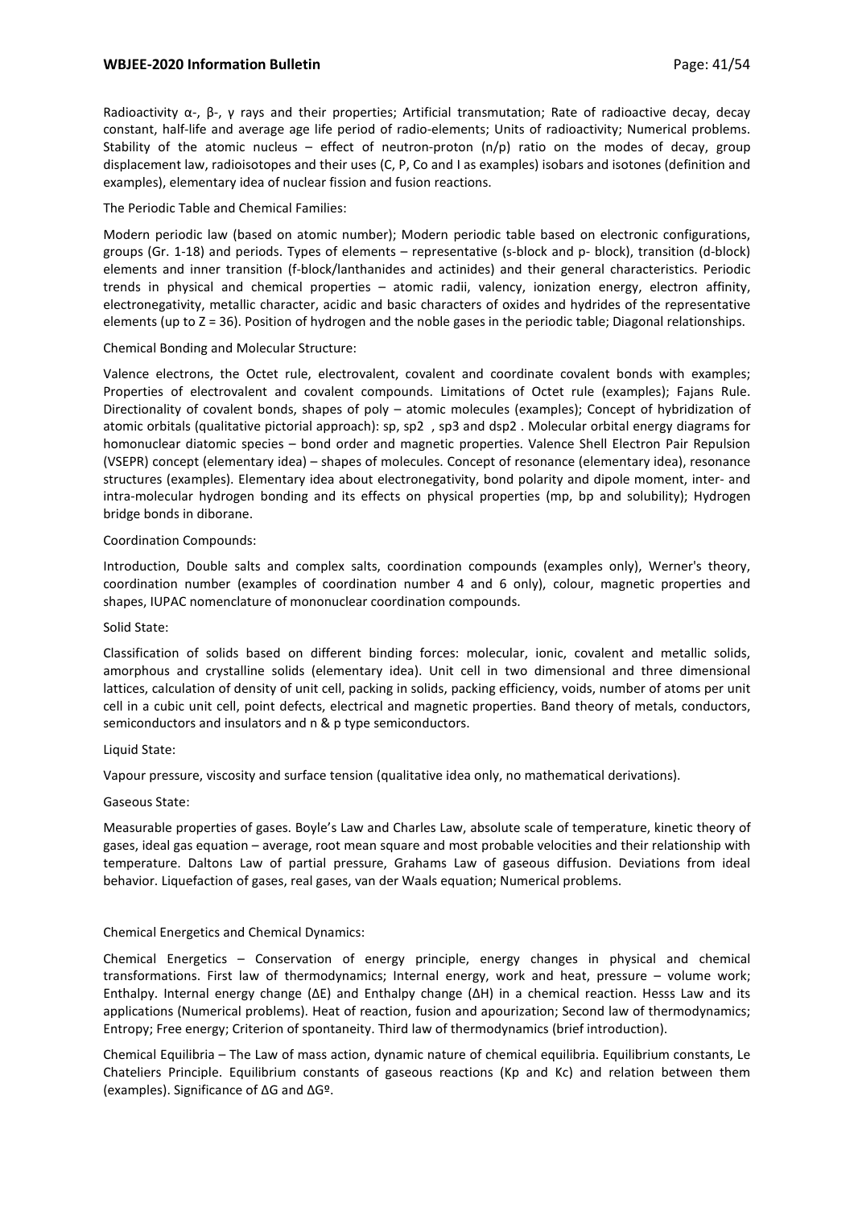Radioactivity α-, β-, γ rays and their properties; Artificial transmutation; Rate of radioactive decay, decay constant, half-life and average age life period of radio-elements; Units of radioactivity; Numerical problems. Stability of the atomic nucleus – effect of neutron-proton (n/p) ratio on the modes of decay, group displacement law, radioisotopes and their uses (C, P, Co and I as examples) isobars and isotones (definition and examples), elementary idea of nuclear fission and fusion reactions.

The Periodic Table and Chemical Families:

Modern periodic law (based on atomic number); Modern periodic table based on electronic configurations, groups (Gr. 1-18) and periods. Types of elements – representative (s-block and p- block), transition (d-block) elements and inner transition (f-block/lanthanides and actinides) and their general characteristics. Periodic trends in physical and chemical properties – atomic radii, valency, ionization energy, electron affinity, electronegativity, metallic character, acidic and basic characters of oxides and hydrides of the representative elements (up to Z = 36). Position of hydrogen and the noble gases in the periodic table; Diagonal relationships.

Chemical Bonding and Molecular Structure:

Valence electrons, the Octet rule, electrovalent, covalent and coordinate covalent bonds with examples; Properties of electrovalent and covalent compounds. Limitations of Octet rule (examples); Fajans Rule. Directionality of covalent bonds, shapes of poly – atomic molecules (examples); Concept of hybridization of atomic orbitals (qualitative pictorial approach): sp, sp2 , sp3 and dsp2 . Molecular orbital energy diagrams for homonuclear diatomic species – bond order and magnetic properties. Valence Shell Electron Pair Repulsion (VSEPR) concept (elementary idea) – shapes of molecules. Concept of resonance (elementary idea), resonance structures (examples). Elementary idea about electronegativity, bond polarity and dipole moment, inter- and intra-molecular hydrogen bonding and its effects on physical properties (mp, bp and solubility); Hydrogen bridge bonds in diborane.

Coordination Compounds:

Introduction, Double salts and complex salts, coordination compounds (examples only), Werner's theory, coordination number (examples of coordination number 4 and 6 only), colour, magnetic properties and shapes, IUPAC nomenclature of mononuclear coordination compounds.

Solid State:

Classification of solids based on different binding forces: molecular, ionic, covalent and metallic solids, amorphous and crystalline solids (elementary idea). Unit cell in two dimensional and three dimensional lattices, calculation of density of unit cell, packing in solids, packing efficiency, voids, number of atoms per unit cell in a cubic unit cell, point defects, electrical and magnetic properties. Band theory of metals, conductors, semiconductors and insulators and n & p type semiconductors.

Liquid State:

Vapour pressure, viscosity and surface tension (qualitative idea only, no mathematical derivations).

Gaseous State:

Measurable properties of gases. Boyle's Law and Charles Law, absolute scale of temperature, kinetic theory of gases, ideal gas equation – average, root mean square and most probable velocities and their relationship with temperature. Daltons Law of partial pressure, Grahams Law of gaseous diffusion. Deviations from ideal behavior. Liquefaction of gases, real gases, van der Waals equation; Numerical problems.

Chemical Energetics and Chemical Dynamics:

Chemical Energetics – Conservation of energy principle, energy changes in physical and chemical transformations. First law of thermodynamics; Internal energy, work and heat, pressure – volume work; Enthalpy. Internal energy change ($\Delta E$) and Enthalpy change ($\Delta H$) in a chemical reaction. Hesss Law and its applications (Numerical problems). Heat of reaction, fusion and apourization; Second law of thermodynamics; Entropy; Free energy; Criterion of spontaneity. Third law of thermodynamics (brief introduction).

Chemical Equilibria – The Law of mass action, dynamic nature of chemical equilibria. Equilibrium constants, Le Chateliers Principle. Equilibrium constants of gaseous reactions ($K_p$ and $K_c$) and relation between them (examples). Significance of $\Delta G$ and $\Delta G^o$.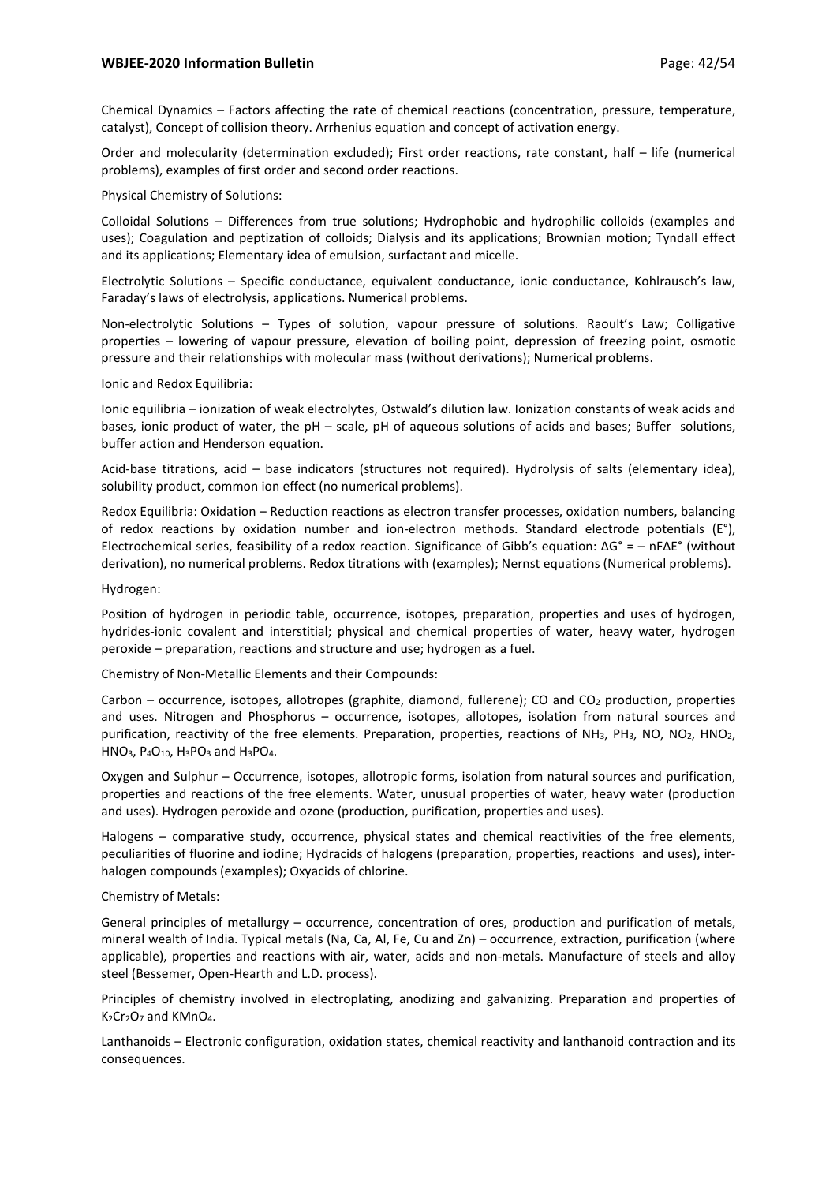Chemical Dynamics – Factors affecting the rate of chemical reactions (concentration, pressure, temperature, catalyst), Concept of collision theory. Arrhenius equation and concept of activation energy.

Order and molecularity (determination excluded); First order reactions, rate constant, half – life (numerical problems), examples of first order and second order reactions.

Physical Chemistry of Solutions:

Colloidal Solutions – Differences from true solutions; Hydrophobic and hydrophilic colloids (examples and uses); Coagulation and peptization of colloids; Dialysis and its applications; Brownian motion; Tyndall effect and its applications; Elementary idea of emulsion, surfactant and micelle.

Electrolytic Solutions – Specific conductance, equivalent conductance, ionic conductance, Kohlrausch's law, Faraday's laws of electrolysis, applications. Numerical problems.

Non-electrolytic Solutions – Types of solution, vapour pressure of solutions. Raoult's Law; Colligative properties – lowering of vapour pressure, elevation of boiling point, depression of freezing point, osmotic pressure and their relationships with molecular mass (without derivations); Numerical problems.

Ionic and Redox Equilibria:

Ionic equilibria – ionization of weak electrolytes, Ostwald's dilution law. Ionization constants of weak acids and bases, ionic product of water, the pH – scale, pH of aqueous solutions of acids and bases; Buffer solutions, buffer action and Henderson equation.

Acid-base titrations, acid – base indicators (structures not required). Hydrolysis of salts (elementary idea), solubility product, common ion effect (no numerical problems).

Redox Equilibria: Oxidation – Reduction reactions as electron transfer processes, oxidation numbers, balancing of redox reactions by oxidation number and ion-electron methods. Standard electrode potentials ($E°$), Electrochemical series, feasibility of a redox reaction. Significance of Gibb's equation: $\Delta G° = -nF\Delta E°$ (without derivation), no numerical problems. Redox titrations with (examples); Nernst equations (Numerical problems).

Hydrogen:

Position of hydrogen in periodic table, occurrence, isotopes, preparation, properties and uses of hydrogen, hydrides-ionic covalent and interstitial; physical and chemical properties of water, heavy water, hydrogen peroxide – preparation, reactions and structure and use; hydrogen as a fuel.

Chemistry of Non-Metallic Elements and their Compounds:

Carbon – occurrence, isotopes, allotropes (graphite, diamond, fullerene); CO and $CO_2$ production, properties and uses. Nitrogen and Phosphorus – occurrence, isotopes, allotopes, isolation from natural sources and purification, reactivity of the free elements. Preparation, properties, reactions of $NH_3$, $PH_3$, NO, $NO_2$, $HNO_2$, $HNO_3$, $P_4O_{10}$, $H_3PO_3$ and $H_3PO_4$.

Oxygen and Sulphur – Occurrence, isotopes, allotropic forms, isolation from natural sources and purification, properties and reactions of the free elements. Water, unusual properties of water, heavy water (production and uses). Hydrogen peroxide and ozone (production, purification, properties and uses).

Halogens – comparative study, occurrence, physical states and chemical reactivities of the free elements, peculiarities of fluorine and iodine; Hydracids of halogens (preparation, properties, reactions and uses), inter-halogen compounds (examples); Oxyacids of chlorine.

Chemistry of Metals:

General principles of metallurgy – occurrence, concentration of ores, production and purification of metals, mineral wealth of India. Typical metals (Na, Ca, Al, Fe, Cu and Zn) – occurrence, extraction, purification (where applicable), properties and reactions with air, water, acids and non-metals. Manufacture of steels and alloy steel (Bessemer, Open-Hearth and L.D. process).

Principles of chemistry involved in electroplating, anodizing and galvanizing. Preparation and properties of $K_2Cr_2O_7$ and $KMnO_4$.

Lanthanoids – Electronic configuration, oxidation states, chemical reactivity and lanthanoid contraction and its consequences.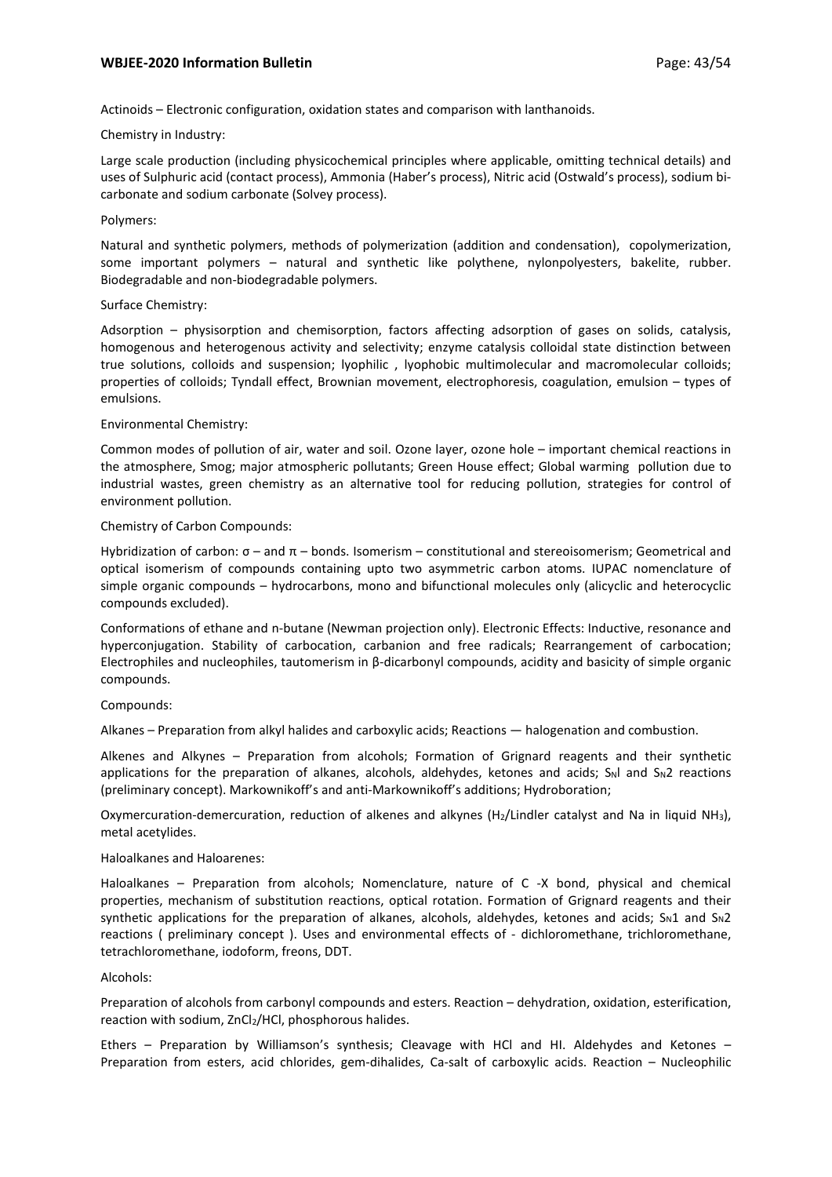Actinoids – Electronic configuration, oxidation states and comparison with lanthanoids.

Chemistry in Industry:

Large scale production (including physicochemical principles where applicable, omitting technical details) and uses of Sulphuric acid (contact process), Ammonia (Haber's process), Nitric acid (Ostwald's process), sodium bi-carbonate and sodium carbonate (Solvey process).

Polymers:

Natural and synthetic polymers, methods of polymerization (addition and condensation), copolymerization, some important polymers – natural and synthetic like polythene, nylonpolyesters, bakelite, rubber. Biodegradable and non-biodegradable polymers.

Surface Chemistry:

Adsorption – physisorption and chemisorption, factors affecting adsorption of gases on solids, catalysis, homogenous and heterogenous activity and selectivity; enzyme catalysis colloidal state distinction between true solutions, colloids and suspension; lyophilic , lyophobic multimolecular and macromolecular colloids; properties of colloids; Tyndall effect, Brownian movement, electrophoresis, coagulation, emulsion – types of emulsions.

Environmental Chemistry:

Common modes of pollution of air, water and soil. Ozone layer, ozone hole – important chemical reactions in the atmosphere, Smog; major atmospheric pollutants; Green House effect; Global warming pollution due to industrial wastes, green chemistry as an alternative tool for reducing pollution, strategies for control of environment pollution.

Chemistry of Carbon Compounds:

Hybridization of carbon: σ – and π – bonds. Isomerism – constitutional and stereoisomerism; Geometrical and optical isomerism of compounds containing upto two asymmetric carbon atoms. IUPAC nomenclature of simple organic compounds – hydrocarbons, mono and bifunctional molecules only (alicyclic and heterocyclic compounds excluded).

Conformations of ethane and n-butane (Newman projection only). Electronic Effects: Inductive, resonance and hyperconjugation. Stability of carbocation, carbanion and free radicals; Rearrangement of carbocation; Electrophiles and nucleophiles, tautomerism in β-dicarbonyl compounds, acidity and basicity of simple organic compounds.

Compounds:

Alkanes – Preparation from alkyl halides and carboxylic acids; Reactions — halogenation and combustion.

Alkenes and Alkynes – Preparation from alcohols; Formation of Grignard reagents and their synthetic applications for the preparation of alkanes, alcohols, aldehydes, ketones and acids; $S_N1$ and $S_N2$ reactions (preliminary concept). Markownikoff's and anti-Markownikoff's additions; Hydroboration;

Oxymercuration-demercuration, reduction of alkenes and alkynes ($H_2$/Lindler catalyst and Na in liquid $NH_3$), metal acetylides.

Haloalkanes and Haloarenes:

Haloalkanes – Preparation from alcohols; Nomenclature, nature of C -X bond, physical and chemical properties, mechanism of substitution reactions, optical rotation. Formation of Grignard reagents and their synthetic applications for the preparation of alkanes, alcohols, aldehydes, ketones and acids; $S_N1$ and $S_N2$ reactions ( preliminary concept ). Uses and environmental effects of - dichloromethane, trichloromethane, tetrachloromethane, iodoform, freons, DDT.

Alcohols:

Preparation of alcohols from carbonyl compounds and esters. Reaction – dehydration, oxidation, esterification, reaction with sodium, $ZnCl_2$/HCl, phosphorous halides.

Ethers – Preparation by Williamson's synthesis; Cleavage with HCl and HI. Aldehydes and Ketones – Preparation from esters, acid chlorides, gem-dihalides, Ca-salt of carboxylic acids. Reaction – Nucleophilic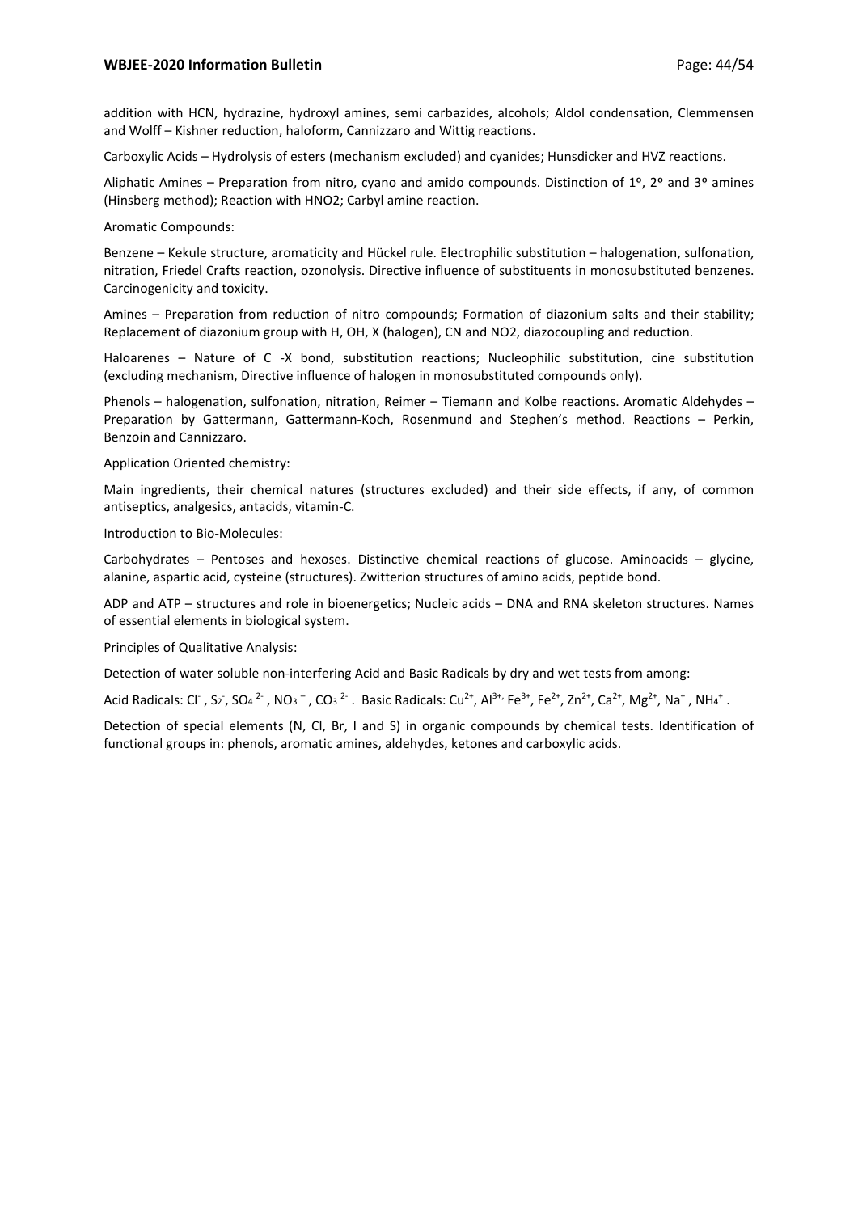addition with HCN, hydrazine, hydroxyl amines, semi carbazides, alcohols; Aldol condensation, Clemmensen and Wolff – Kishner reduction, haloform, Cannizzaro and Wittig reactions.

Carboxylic Acids – Hydrolysis of esters (mechanism excluded) and cyanides; Hunsdicker and HVZ reactions.

Aliphatic Amines – Preparation from nitro, cyano and amido compounds. Distinction of 1º, 2º and 3º amines (Hinsberg method); Reaction with HNO2; Carbyl amine reaction.

Aromatic Compounds:

Benzene – Kekule structure, aromaticity and Hückel rule. Electrophilic substitution – halogenation, sulfonation, nitration, Friedel Crafts reaction, ozonolysis. Directive influence of substituents in monosubstituted benzenes. Carcinogenicity and toxicity.

Amines – Preparation from reduction of nitro compounds; Formation of diazonium salts and their stability; Replacement of diazonium group with H, OH, X (halogen), CN and NO2, diazocoupling and reduction.

Haloarenes – Nature of C -X bond, substitution reactions; Nucleophilic substitution, cine substitution (excluding mechanism, Directive influence of halogen in monosubstituted compounds only).

Phenols – halogenation, sulfonation, nitration, Reimer – Tiemann and Kolbe reactions. Aromatic Aldehydes – Preparation by Gattermann, Gattermann-Koch, Rosenmund and Stephen's method. Reactions – Perkin, Benzoin and Cannizzaro.

Application Oriented chemistry:

Main ingredients, their chemical natures (structures excluded) and their side effects, if any, of common antiseptics, analgesics, antacids, vitamin-C.

Introduction to Bio-Molecules:

Carbohydrates – Pentoses and hexoses. Distinctive chemical reactions of glucose. Aminoacids – glycine, alanine, aspartic acid, cysteine (structures). Zwitterion structures of amino acids, peptide bond.

ADP and ATP – structures and role in bioenergetics; Nucleic acids – DNA and RNA skeleton structures. Names of essential elements in biological system.

Principles of Qualitative Analysis:

Detection of water soluble non-interfering Acid and Basic Radicals by dry and wet tests from among:

Acid Radicals: $Cl^-$, $S^{2-}$, $SO_4^{2-}$, $NO_3^-$, $CO_3^{2-}$. Basic Radicals: $Cu^{2+}$, $Al^{3+}$, $Fe^{3+}$, $Fe^{2+}$, $Zn^{2+}$, $Ca^{2+}$, $Mg^{2+}$, $Na^+$, $NH_4^+$.

Detection of special elements (N, Cl, Br, I and S) in organic compounds by chemical tests. Identification of functional groups in: phenols, aromatic amines, aldehydes, ketones and carboxylic acids.